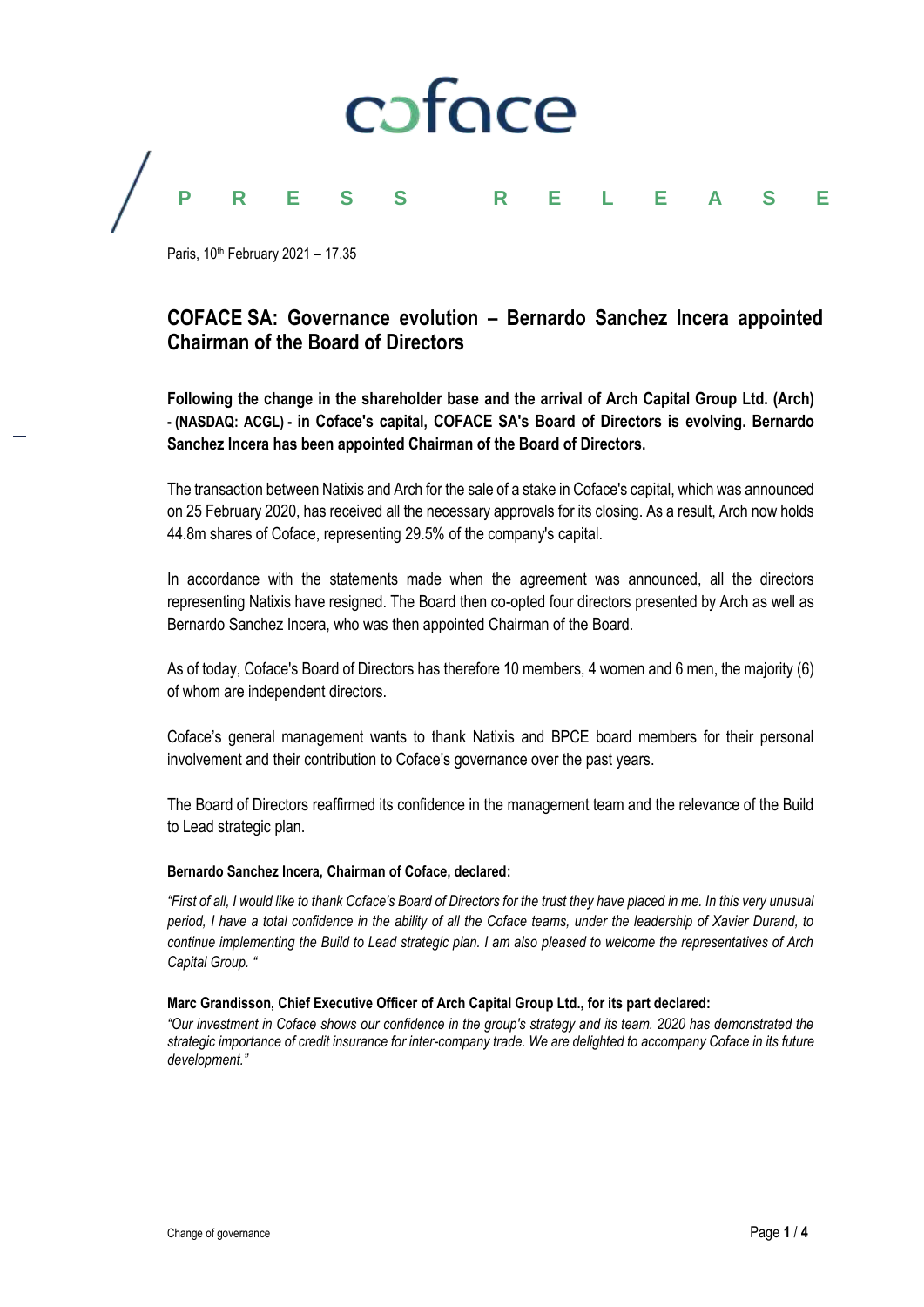coface

PRESS RELEASE

Paris, 10th February 2021 – 17.35

# COFACE SA: Governance evolution – Bernardo Sanchez Incera appointed Chairman of the Board of Directors

**Following the change in the shareholder base and the arrival of Arch Capital Group Ltd. (Arch) - (NASDAQ: ACGL) - in Coface's capital, COFACE SA's Board of Directors is evolving. Bernardo Sanchez Incera has been appointed Chairman of the Board of Directors.**

The transaction between Natixis and Arch for the sale of a stake in Coface's capital, which was announced on 25 February 2020, has received all the necessary approvals for its closing. As a result, Arch now holds 44.8m shares of Coface, representing 29.5% of the company's capital.

In accordance with the statements made when the agreement was announced, all the directors representing Natixis have resigned. The Board then co-opted four directors presented by Arch as well as Bernardo Sanchez Incera, who was then appointed Chairman of the Board.

As of today, Coface's Board of Directors has therefore 10 members, 4 women and 6 men, the majority (6) of whom are independent directors.

Coface's general management wants to thank Natixis and BPCE board members for their personal involvement and their contribution to Coface's governance over the past years.

The Board of Directors reaffirmed its confidence in the management team and the relevance of the Build to Lead strategic plan.

**Bernardo Sanchez Incera, Chairman of Coface, declared:**

*"First of all, I would like to thank Coface's Board of Directors for the trust they have placed in me. In this very unusual period, I have a total confidence in the ability of all the Coface teams, under the leadership of Xavier Durand, to continue implementing the Build to Lead strategic plan. I am also pleased to welcome the representatives of Arch Capital Group. "*

**Marc Grandisson, Chief Executive Officer of Arch Capital Group Ltd., for its part declared:**

*"Our investment in Coface shows our confidence in the group's strategy and its team. 2020 has demonstrated the strategic importance of credit insurance for inter-company trade. We are delighted to accompany Coface in its future development."*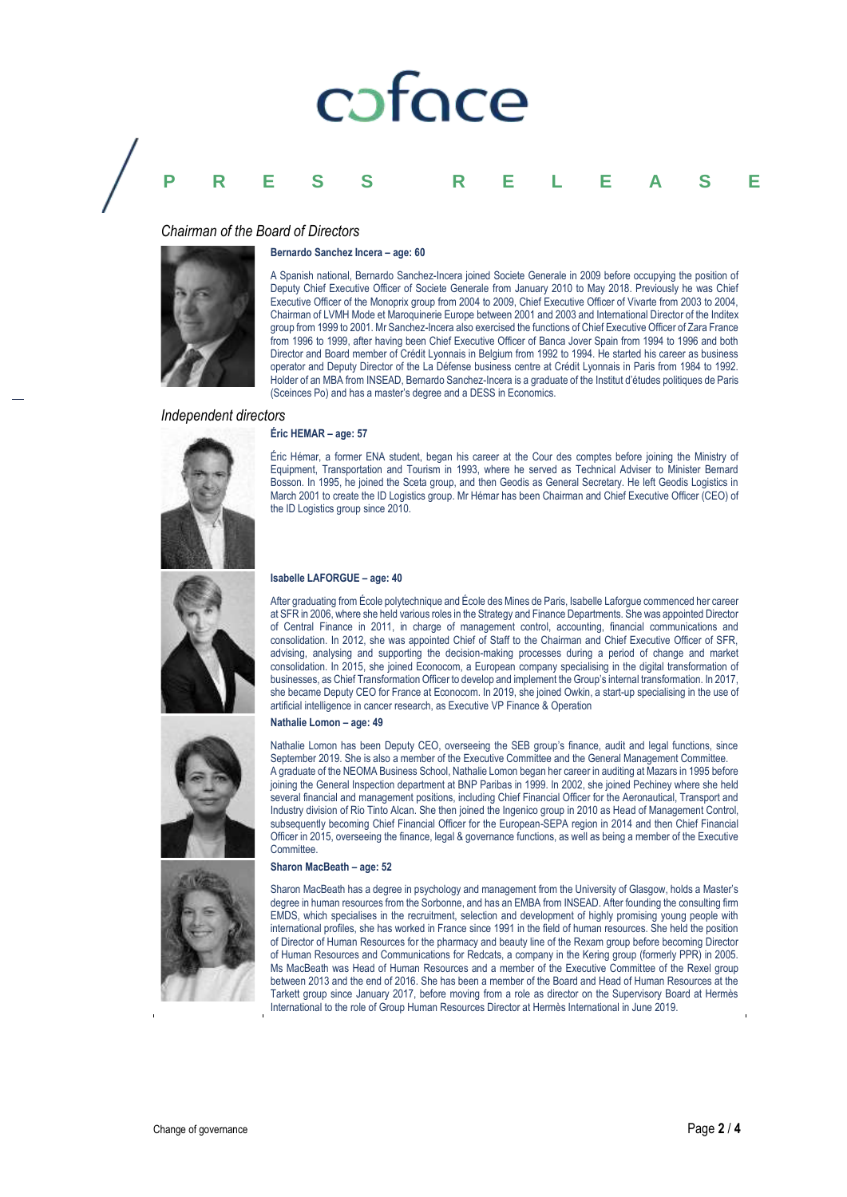## *Chairman of the Board of Directors*

**Bernardo Sanchez Incera – age: 60**

A Spanish national, Bernardo Sanchez-Incera joined Societe Generale in 2009 before occupying the position of Deputy Chief Executive Officer of Societe Generale from January 2010 to May 2018. Previously he was Chief Executive Officer of the Monoprix group from 2004 to 2009, Chief Executive Officer of Vivarte from 2003 to 2004, Chairman of LVMH Mode et Maroquinerie Europe between 2001 and 2003 and International Director of the Inditex group from 1999 to 2001. Mr Sanchez-Incera also exercised the functions of Chief Executive Officer of Zara France from 1996 to 1999, after having been Chief Executive Officer of Banca Jover Spain from 1994 to 1996 and both Director and Board member of Crédit Lyonnais in Belgium from 1992 to 1994. He started his career as business operator and Deputy Director of the La Défense business centre at Crédit Lyonnais in Paris from 1984 to 1992. Holder of an MBA from INSEAD, Bernardo Sanchez-Incera is a graduate of the Institut d'études politiques de Paris (Sceinces Po) and has a master's degree and a DESS in Economics.

## *Independent directors*

**Éric HEMAR – age: 57**

Éric Hémar, a former ENA student, began his career at the Cour des comptes before joining the Ministry of Equipment, Transportation and Tourism in 1993, where he served as Technical Adviser to Minister Bernard Bosson. In 1995, he joined the Sceta group, and then Geodis as General Secretary. He left Geodis Logistics in March 2001 to create the ID Logistics group. Mr Hémar has been Chairman and Chief Executive Officer (CEO) of the ID Logistics group since 2010.

**Isabelle LAFORGUE – age: 40**

After graduating from École polytechnique and École des Mines de Paris, Isabelle Laforgue commenced her career at SFR in 2006, where she held various roles in the Strategy and Finance Departments. She was appointed Director of Central Finance in 2011, in charge of management control, accounting, financial communications and consolidation. In 2012, she was appointed Chief of Staff to the Chairman and Chief Executive Officer of SFR, advising, analysing and supporting the decision-making processes during a period of change and market consolidation. In 2015, she joined Econocom, a European company specialising in the digital transformation of businesses, as Chief Transformation Officer to develop and implement the Group's internal transformation. In 2017, she became Deputy CEO for France at Econocom. In 2019, she joined Owkin, a start-up specialising in the use of artificial intelligence in cancer research, as Executive VP Finance & Operation

**Nathalie Lomon – age: 49**

Nathalie Lomon has been Deputy CEO, overseeing the SEB group's finance, audit and legal functions, since September 2019. She is also a member of the Executive Committee and the General Management Committee. A graduate of the NEOMA Business School, Nathalie Lomon began her career in auditing at Mazars in 1995 before joining the General Inspection department at BNP Paribas in 1999. In 2002, she joined Pechiney where she held several financial and management positions, including Chief Financial Officer for the Aeronautical, Transport and Industry division of Rio Tinto Alcan. She then joined the Ingenico group in 2010 as Head of Management Control, subsequently becoming Chief Financial Officer for the European-SEPA region in 2014 and then Chief Financial Officer in 2015, overseeing the finance, legal & governance functions, as well as being a member of the Executive Committee.

**Sharon MacBeath – age: 52**

Sharon MacBeath has a degree in psychology and management from the University of Glasgow, holds a Master's degree in human resources from the Sorbonne, and has an EMBA from INSEAD. After founding the consulting firm EMDS, which specialises in the recruitment, selection and development of highly promising young people with international profiles, she has worked in France since 1991 in the field of human resources. She held the position of Director of Human Resources for the pharmacy and beauty line of the Rexam group before becoming Director of Human Resources and Communications for Redcats, a company in the Kering group (formerly PPR) in 2005. Ms MacBeath was Head of Human Resources and a member of the Executive Committee of the Rexel group between 2013 and the end of 2016. She has been a member of the Board and Head of Human Resources at the Tarkett group since January 2017, before moving from a role as director on the Supervisory Board at Hermès International to the role of Group Human Resources Director at Hermès International in June 2019.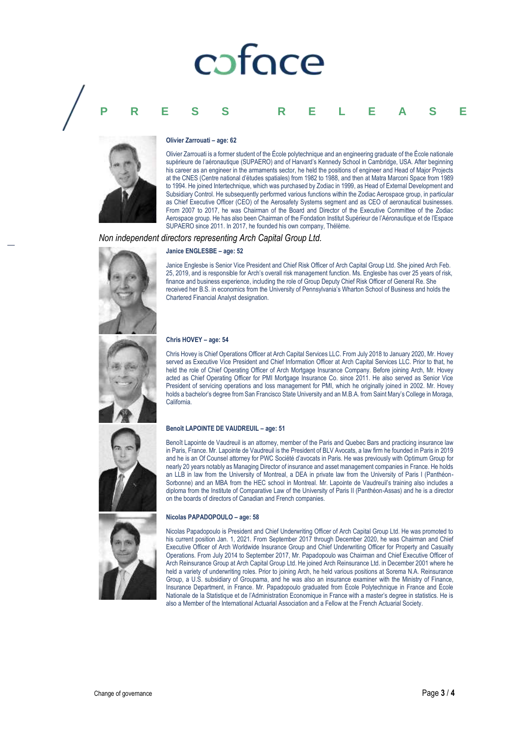**Olivier Zarrouati – age: 62**

Olivier Zarrouati is a former student of the École polytechnique and an engineering graduate of the École nationale supérieure de l'aéronautique (SUPAERO) and of Harvard's Kennedy School in Cambridge, USA. After beginning his career as an engineer in the armaments sector, he held the positions of engineer and Head of Major Projects at the CNES (Centre national d'études spatiales) from 1982 to 1988, and then at Matra Marconi Space from 1989 to 1994. He joined Intertechnique, which was purchased by Zodiac in 1999, as Head of External Development and Subsidiary Control. He subsequently performed various functions within the Zodiac Aerospace group, in particular as Chief Executive Officer (CEO) of the Aerosafety Systems segment and as CEO of aeronautical businesses. From 2007 to 2017, he was Chairman of the Board and Director of the Executive Committee of the Zodiac Aerospace group. He has also been Chairman of the Fondation Institut Supérieur de l'Aéronautique et de l'Espace SUPAERO since 2011. In 2017, he founded his own company, Thélème.

*Non independent directors representing Arch Capital Group Ltd.*

**Janice ENGLESBE – age: 52**

Janice Englesbe is Senior Vice President and Chief Risk Officer of Arch Capital Group Ltd. She joined Arch Feb. 25, 2019, and is responsible for Arch's overall risk management function. Ms. Englesbe has over 25 years of risk, finance and business experience, including the role of Group Deputy Chief Risk Officer of General Re. She received her B.S. in economics from the University of Pennsylvania's Wharton School of Business and holds the Chartered Financial Analyst designation.

**Chris HOVEY – age: 54**

Chris Hovey is Chief Operations Officer at Arch Capital Services LLC. From July 2018 to January 2020, Mr. Hovey served as Executive Vice President and Chief Information Officer at Arch Capital Services LLC. Prior to that, he held the role of Chief Operating Officer of Arch Mortgage Insurance Company. Before joining Arch, Mr. Hovey acted as Chief Operating Officer for PMI Mortgage Insurance Co. since 2011. He also served as Senior Vice President of servicing operations and loss management for PMI, which he originally joined in 2002. Mr. Hovey holds a bachelor's degree from San Francisco State University and an M.B.A. from Saint Mary's College in Moraga, California.

**Benoît LAPOINTE DE VAUDREUIL – age: 51**

Benoît Lapointe de Vaudreuil is an attorney, member of the Paris and Quebec Bars and practicing insurance law in Paris, France. Mr. Lapointe de Vaudreuil is the President of BLV Avocats, a law firm he founded in Paris in 2019 and he is an Of Counsel attorney for PWC Société d'avocats in Paris. He was previously with Optimum Group for nearly 20 years notably as Managing Director of insurance and asset management companies in France. He holds an LLB in law from the University of Montreal, a DEA in private law from the University of Paris I (Panthéon-Sorbonne) and an MBA from the HEC school in Montreal. Mr. Lapointe de Vaudreuil's training also includes a diploma from the Institute of Comparative Law of the University of Paris II (Panthéon-Assas) and he is a director on the boards of directors of Canadian and French companies.

**Nicolas PAPADOPOULO – age: 58**

Nicolas Papadopoulo is President and Chief Underwriting Officer of Arch Capital Group Ltd. He was promoted to his current position Jan. 1, 2021. From September 2017 through December 2020, he was Chairman and Chief Executive Officer of Arch Worldwide Insurance Group and Chief Underwriting Officer for Property and Casualty Operations. From July 2014 to September 2017, Mr. Papadopoulo was Chairman and Chief Executive Officer of Arch Reinsurance Group at Arch Capital Group Ltd. He joined Arch Reinsurance Ltd. in December 2001 where he held a variety of underwriting roles. Prior to joining Arch, he held various positions at Sorema N.A. Reinsurance Group, a U.S. subsidiary of Groupama, and he was also an insurance examiner with the Ministry of Finance, Insurance Department, in France. Mr. Papadopoulo graduated from École Polytechnique in France and École Nationale de la Statistique et de l'Administration Economique in France with a master's degree in statistics. He is also a Member of the International Actuarial Association and a Fellow at the French Actuarial Society.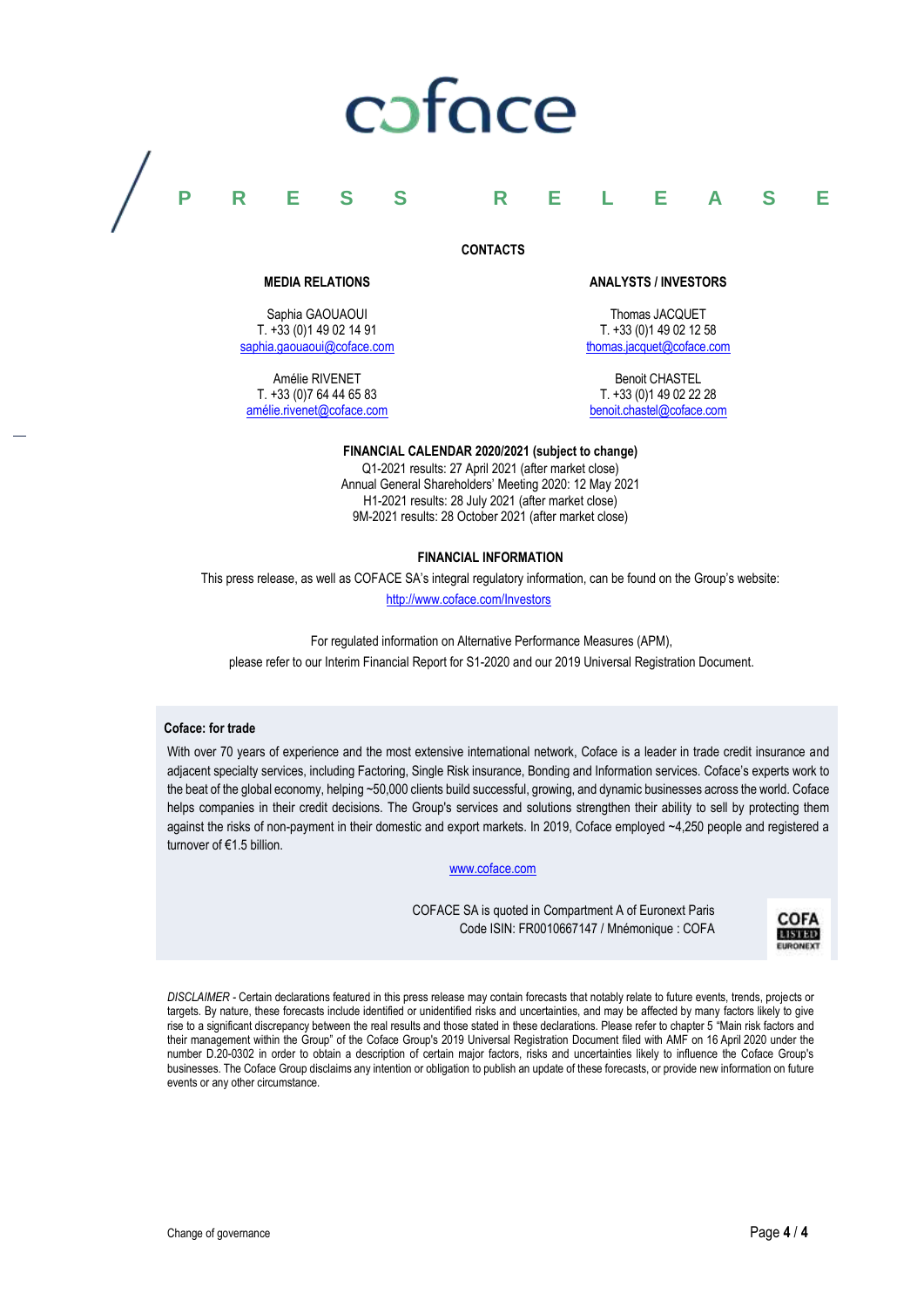# PRESS RELEASE

## CONTACTS

**MEDIA RELATIONS**

Saphia GAOUAOUI
T. +33 (0)1 49 02 14 91
saphia.gaouaoui@coface.com

Amélie RIVENET
T. +33 (0)7 64 44 65 83
amélie.rivenet@coface.com

**ANALYSTS / INVESTORS**

Thomas JACQUET
T. +33 (0)1 49 02 12 58
thomas.jacquet@coface.com

Benoit CHASTEL
T. +33 (0)1 49 02 22 28
benoit.chastel@coface.com

**FINANCIAL CALENDAR 2020/2021 (subject to change)**

Q1-2021 results: 27 April 2021 (after market close)
Annual General Shareholders' Meeting 2020: 12 May 2021
H1-2021 results: 28 July 2021 (after market close)
9M-2021 results: 28 October 2021 (after market close)

**FINANCIAL INFORMATION**

This press release, as well as COFACE SA's integral regulatory information, can be found on the Group's website:
http://www.coface.com/Investors

For regulated information on Alternative Performance Measures (APM),
please refer to our Interim Financial Report for S1-2020 and our 2019 Universal Registration Document.

**Coface: for trade**

With over 70 years of experience and the most extensive international network, Coface is a leader in trade credit insurance and adjacent specialty services, including Factoring, Single Risk insurance, Bonding and Information services. Coface's experts work to the beat of the global economy, helping ~50,000 clients build successful, growing, and dynamic businesses across the world. Coface helps companies in their credit decisions. The Group's services and solutions strengthen their ability to sell by protecting them against the risks of non-payment in their domestic and export markets. In 2019, Coface employed ~4,250 people and registered a turnover of €1.5 billion.

www.coface.com

COFACE SA is quoted in Compartment A of Euronext Paris
Code ISIN: FR0010667147 / Mnémonique : COFA

COFA LISTED EURONEXT

*DISCLAIMER* - Certain declarations featured in this press release may contain forecasts that notably relate to future events, trends, projects or targets. By nature, these forecasts include identified or unidentified risks and uncertainties, and may be affected by many factors likely to give rise to a significant discrepancy between the real results and those stated in these declarations. Please refer to chapter 5 "Main risk factors and their management within the Group" of the Coface Group's 2019 Universal Registration Document filed with AMF on 16 April 2020 under the number D.20-0302 in order to obtain a description of certain major factors, risks and uncertainties likely to influence the Coface Group's businesses. The Coface Group disclaims any intention or obligation to publish an update of these forecasts, or provide new information on future events or any other circumstance.